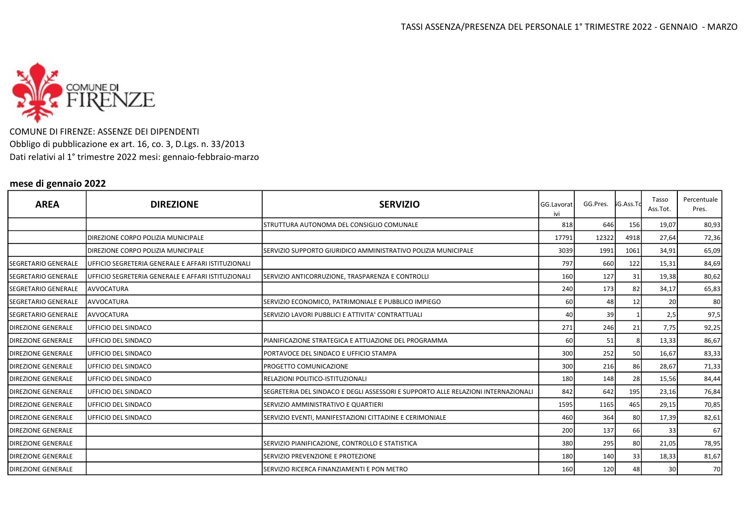TASSI ASSENZA/PRESENZA DEL PERSONALE 1° TRIMESTRE 2022 - GENNAIO - MARZO

COMUNE DI FIRENZE: ASSENZE DEI DIPENDENTI
Obbligo di pubblicazione ex art. 16, co. 3, D.Lgs. n. 33/2013
Dati relativi al 1° trimestre 2022 mesi: gennaio-febbraio-marzo

## mese di gennaio 2022

| AREA | DIREZIONE | SERVIZIO | GG.Lavorativi | GG.Pres. | GG.Ass.Tot | Tasso Ass.Tot. | Percentuale Pres. |
|---|---|---|---|---|---|---|---|
| | | STRUTTURA AUTONOMA DEL CONSIGLIO COMUNALE | 818 | 646 | 156 | 19,07 | 80,93 |
| | DIREZIONE CORPO POLIZIA MUNICIPALE | | 17791 | 12322 | 4918 | 27,64 | 72,36 |
| | DIREZIONE CORPO POLIZIA MUNICIPALE | SERVIZIO SUPPORTO GIURIDICO AMMINISTRATIVO POLIZIA MUNICIPALE | 3039 | 1991 | 1061 | 34,91 | 65,09 |
| SEGRETARIO GENERALE | UFFICIO SEGRETERIA GENERALE E AFFARI ISTITUZIONALI | | 797 | 660 | 122 | 15,31 | 84,69 |
| SEGRETARIO GENERALE | UFFICIO SEGRETERIA GENERALE E AFFARI ISTITUZIONALI | SERVIZIO ANTICORRUZIONE, TRASPARENZA E CONTROLLI | 160 | 127 | 31 | 19,38 | 80,62 |
| SEGRETARIO GENERALE | AVVOCATURA | | 240 | 173 | 82 | 34,17 | 65,83 |
| SEGRETARIO GENERALE | AVVOCATURA | SERVIZIO ECONOMICO, PATRIMONIALE E PUBBLICO IMPIEGO | 60 | 48 | 12 | 20 | 80 |
| SEGRETARIO GENERALE | AVVOCATURA | SERVIZIO LAVORI PUBBLICI E ATTIVITA' CONTRATTUALI | 40 | 39 | 1 | 2,5 | 97,5 |
| DIREZIONE GENERALE | UFFICIO DEL SINDACO | | 271 | 246 | 21 | 7,75 | 92,25 |
| DIREZIONE GENERALE | UFFICIO DEL SINDACO | PIANIFICAZIONE STRATEGICA E ATTUAZIONE DEL PROGRAMMA | 60 | 51 | 8 | 13,33 | 86,67 |
| DIREZIONE GENERALE | UFFICIO DEL SINDACO | PORTAVOCE DEL SINDACO E UFFICIO STAMPA | 300 | 252 | 50 | 16,67 | 83,33 |
| DIREZIONE GENERALE | UFFICIO DEL SINDACO | PROGETTO COMUNICAZIONE | 300 | 216 | 86 | 28,67 | 71,33 |
| DIREZIONE GENERALE | UFFICIO DEL SINDACO | RELAZIONI POLITICO-ISTITUZIONALI | 180 | 148 | 28 | 15,56 | 84,44 |
| DIREZIONE GENERALE | UFFICIO DEL SINDACO | SEGRETERIA DEL SINDACO E DEGLI ASSESSORI E SUPPORTO ALLE RELAZIONI INTERNAZIONALI | 842 | 642 | 195 | 23,16 | 76,84 |
| DIREZIONE GENERALE | UFFICIO DEL SINDACO | SERVIZIO AMMINISTRATIVO E QUARTIERI | 1595 | 1165 | 465 | 29,15 | 70,85 |
| DIREZIONE GENERALE | UFFICIO DEL SINDACO | SERVIZIO EVENTI, MANIFESTAZIONI CITTADINE E CERIMONIALE | 460 | 364 | 80 | 17,39 | 82,61 |
| DIREZIONE GENERALE | | | 200 | 137 | 66 | 33 | 67 |
| DIREZIONE GENERALE | | SERVIZIO PIANIFICAZIONE, CONTROLLO E STATISTICA | 380 | 295 | 80 | 21,05 | 78,95 |
| DIREZIONE GENERALE | | SERVIZIO PREVENZIONE E PROTEZIONE | 180 | 140 | 33 | 18,33 | 81,67 |
| DIREZIONE GENERALE | | SERVIZIO RICERCA FINANZIAMENTI E PON METRO | 160 | 120 | 48 | 30 | 70 |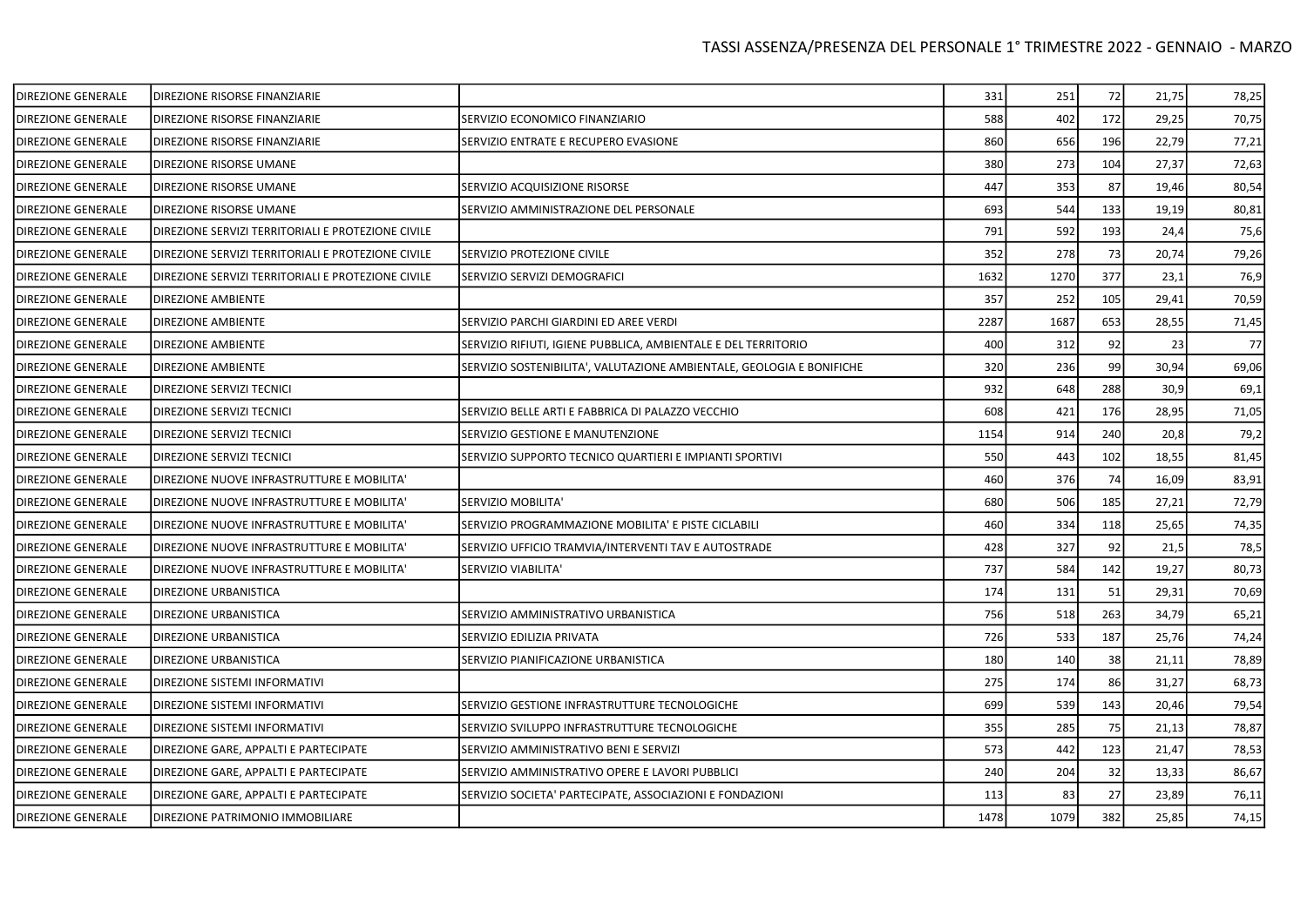| | | | | | | | |
|---|---|---|---|---|---|---|---|
| DIREZIONE GENERALE | DIREZIONE RISORSE FINANZIARIE | | 331 | 251 | 72 | 21,75 | 78,25 |
| DIREZIONE GENERALE | DIREZIONE RISORSE FINANZIARIE | SERVIZIO ECONOMICO FINANZIARIO | 588 | 402 | 172 | 29,25 | 70,75 |
| DIREZIONE GENERALE | DIREZIONE RISORSE FINANZIARIE | SERVIZIO ENTRATE E RECUPERO EVASIONE | 860 | 656 | 196 | 22,79 | 77,21 |
| DIREZIONE GENERALE | DIREZIONE RISORSE UMANE | | 380 | 273 | 104 | 27,37 | 72,63 |
| DIREZIONE GENERALE | DIREZIONE RISORSE UMANE | SERVIZIO ACQUISIZIONE RISORSE | 447 | 353 | 87 | 19,46 | 80,54 |
| DIREZIONE GENERALE | DIREZIONE RISORSE UMANE | SERVIZIO AMMINISTRAZIONE DEL PERSONALE | 693 | 544 | 133 | 19,19 | 80,81 |
| DIREZIONE GENERALE | DIREZIONE SERVIZI TERRITORIALI E PROTEZIONE CIVILE | | 791 | 592 | 193 | 24,4 | 75,6 |
| DIREZIONE GENERALE | DIREZIONE SERVIZI TERRITORIALI E PROTEZIONE CIVILE | SERVIZIO PROTEZIONE CIVILE | 352 | 278 | 73 | 20,74 | 79,26 |
| DIREZIONE GENERALE | DIREZIONE SERVIZI TERRITORIALI E PROTEZIONE CIVILE | SERVIZIO SERVIZI DEMOGRAFICI | 1632 | 1270 | 377 | 23,1 | 76,9 |
| DIREZIONE GENERALE | DIREZIONE AMBIENTE | | 357 | 252 | 105 | 29,41 | 70,59 |
| DIREZIONE GENERALE | DIREZIONE AMBIENTE | SERVIZIO PARCHI GIARDINI ED AREE VERDI | 2287 | 1687 | 653 | 28,55 | 71,45 |
| DIREZIONE GENERALE | DIREZIONE AMBIENTE | SERVIZIO RIFIUTI, IGIENE PUBBLICA, AMBIENTALE E DEL TERRITORIO | 400 | 312 | 92 | 23 | 77 |
| DIREZIONE GENERALE | DIREZIONE AMBIENTE | SERVIZIO SOSTENIBILITA', VALUTAZIONE AMBIENTALE, GEOLOGIA E BONIFICHE | 320 | 236 | 99 | 30,94 | 69,06 |
| DIREZIONE GENERALE | DIREZIONE SERVIZI TECNICI | | 932 | 648 | 288 | 30,9 | 69,1 |
| DIREZIONE GENERALE | DIREZIONE SERVIZI TECNICI | SERVIZIO BELLE ARTI E FABBRICA DI PALAZZO VECCHIO | 608 | 421 | 176 | 28,95 | 71,05 |
| DIREZIONE GENERALE | DIREZIONE SERVIZI TECNICI | SERVIZIO GESTIONE E MANUTENZIONE | 1154 | 914 | 240 | 20,8 | 79,2 |
| DIREZIONE GENERALE | DIREZIONE SERVIZI TECNICI | SERVIZIO SUPPORTO TECNICO QUARTIERI E IMPIANTI SPORTIVI | 550 | 443 | 102 | 18,55 | 81,45 |
| DIREZIONE GENERALE | DIREZIONE NUOVE INFRASTRUTTURE E MOBILITA' | | 460 | 376 | 74 | 16,09 | 83,91 |
| DIREZIONE GENERALE | DIREZIONE NUOVE INFRASTRUTTURE E MOBILITA' | SERVIZIO MOBILITA' | 680 | 506 | 185 | 27,21 | 72,79 |
| DIREZIONE GENERALE | DIREZIONE NUOVE INFRASTRUTTURE E MOBILITA' | SERVIZIO PROGRAMMAZIONE MOBILITA' E PISTE CICLABILI | 460 | 334 | 118 | 25,65 | 74,35 |
| DIREZIONE GENERALE | DIREZIONE NUOVE INFRASTRUTTURE E MOBILITA' | SERVIZIO UFFICIO TRAMVIA/INTERVENTI TAV E AUTOSTRADE | 428 | 327 | 92 | 21,5 | 78,5 |
| DIREZIONE GENERALE | DIREZIONE NUOVE INFRASTRUTTURE E MOBILITA' | SERVIZIO VIABILITA' | 737 | 584 | 142 | 19,27 | 80,73 |
| DIREZIONE GENERALE | DIREZIONE URBANISTICA | | 174 | 131 | 51 | 29,31 | 70,69 |
| DIREZIONE GENERALE | DIREZIONE URBANISTICA | SERVIZIO AMMINISTRATIVO URBANISTICA | 756 | 518 | 263 | 34,79 | 65,21 |
| DIREZIONE GENERALE | DIREZIONE URBANISTICA | SERVIZIO EDILIZIA PRIVATA | 726 | 533 | 187 | 25,76 | 74,24 |
| DIREZIONE GENERALE | DIREZIONE URBANISTICA | SERVIZIO PIANIFICAZIONE URBANISTICA | 180 | 140 | 38 | 21,11 | 78,89 |
| DIREZIONE GENERALE | DIREZIONE SISTEMI INFORMATIVI | | 275 | 174 | 86 | 31,27 | 68,73 |
| DIREZIONE GENERALE | DIREZIONE SISTEMI INFORMATIVI | SERVIZIO GESTIONE INFRASTRUTTURE TECNOLOGICHE | 699 | 539 | 143 | 20,46 | 79,54 |
| DIREZIONE GENERALE | DIREZIONE SISTEMI INFORMATIVI | SERVIZIO SVILUPPO INFRASTRUTTURE TECNOLOGICHE | 355 | 285 | 75 | 21,13 | 78,87 |
| DIREZIONE GENERALE | DIREZIONE GARE, APPALTI E PARTECIPATE | SERVIZIO AMMINISTRATIVO BENI E SERVIZI | 573 | 442 | 123 | 21,47 | 78,53 |
| DIREZIONE GENERALE | DIREZIONE GARE, APPALTI E PARTECIPATE | SERVIZIO AMMINISTRATIVO OPERE E LAVORI PUBBLICI | 240 | 204 | 32 | 13,33 | 86,67 |
| DIREZIONE GENERALE | DIREZIONE GARE, APPALTI E PARTECIPATE | SERVIZIO SOCIETA' PARTECIPATE, ASSOCIAZIONI E FONDAZIONI | 113 | 83 | 27 | 23,89 | 76,11 |
| DIREZIONE GENERALE | DIREZIONE PATRIMONIO IMMOBILIARE | | 1478 | 1079 | 382 | 25,85 | 74,15 |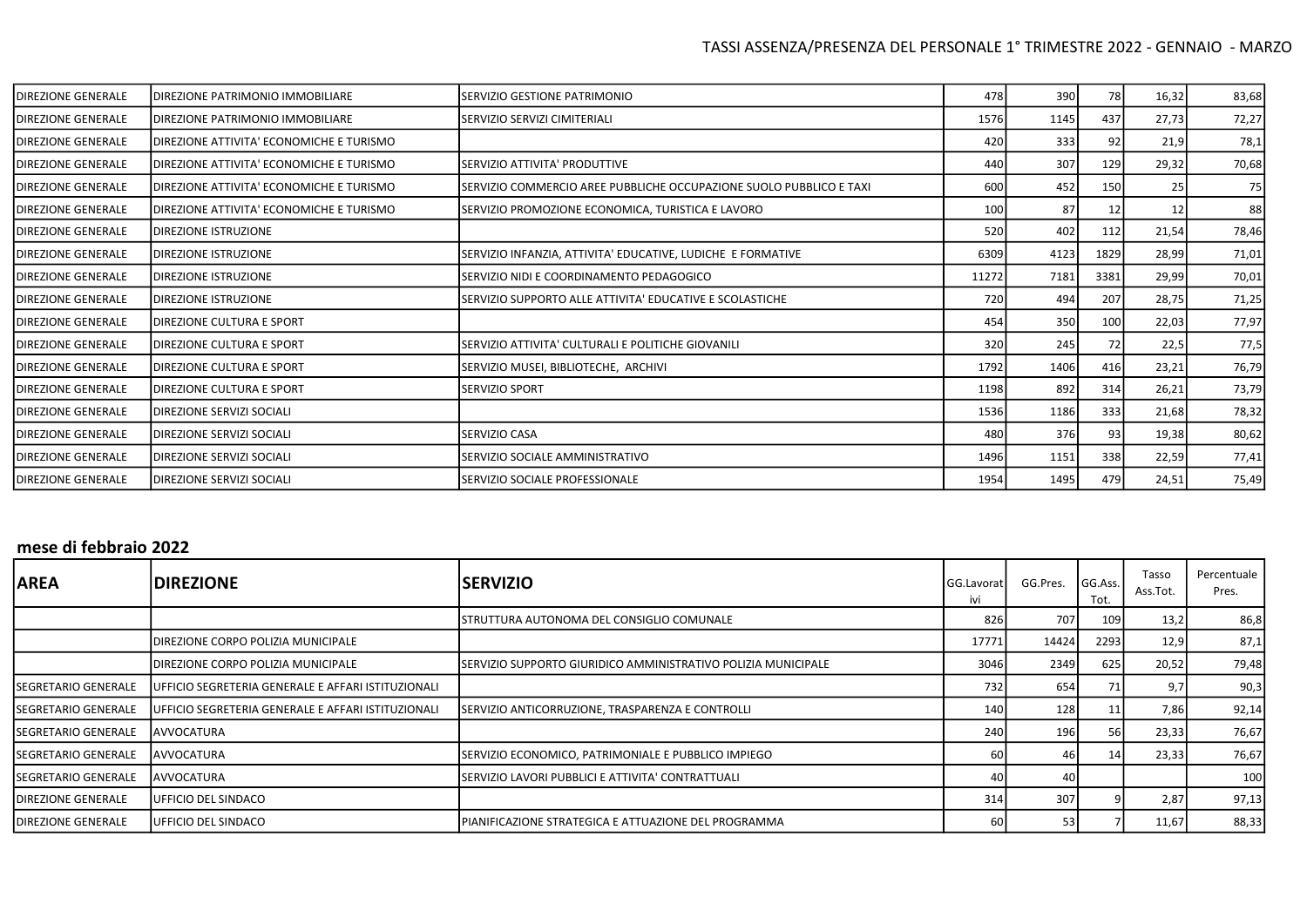| | | | | | | | |
|---|---|---|---|---|---|---|---|
| DIREZIONE GENERALE | DIREZIONE PATRIMONIO IMMOBILIARE | SERVIZIO GESTIONE PATRIMONIO | 478 | 390 | 78 | 16,32 | 83,68 |
| DIREZIONE GENERALE | DIREZIONE PATRIMONIO IMMOBILIARE | SERVIZIO SERVIZI CIMITERIALI | 1576 | 1145 | 437 | 27,73 | 72,27 |
| DIREZIONE GENERALE | DIREZIONE ATTIVITA' ECONOMICHE E TURISMO | | 420 | 333 | 92 | 21,9 | 78,1 |
| DIREZIONE GENERALE | DIREZIONE ATTIVITA' ECONOMICHE E TURISMO | SERVIZIO ATTIVITA' PRODUTTIVE | 440 | 307 | 129 | 29,32 | 70,68 |
| DIREZIONE GENERALE | DIREZIONE ATTIVITA' ECONOMICHE E TURISMO | SERVIZIO COMMERCIO AREE PUBBLICHE OCCUPAZIONE SUOLO PUBBLICO E TAXI | 600 | 452 | 150 | 25 | 75 |
| DIREZIONE GENERALE | DIREZIONE ATTIVITA' ECONOMICHE E TURISMO | SERVIZIO PROMOZIONE ECONOMICA, TURISTICA E LAVORO | 100 | 87 | 12 | 12 | 88 |
| DIREZIONE GENERALE | DIREZIONE ISTRUZIONE | | 520 | 402 | 112 | 21,54 | 78,46 |
| DIREZIONE GENERALE | DIREZIONE ISTRUZIONE | SERVIZIO INFANZIA, ATTIVITA' EDUCATIVE, LUDICHE E FORMATIVE | 6309 | 4123 | 1829 | 28,99 | 71,01 |
| DIREZIONE GENERALE | DIREZIONE ISTRUZIONE | SERVIZIO NIDI E COORDINAMENTO PEDAGOGICO | 11272 | 7181 | 3381 | 29,99 | 70,01 |
| DIREZIONE GENERALE | DIREZIONE ISTRUZIONE | SERVIZIO SUPPORTO ALLE ATTIVITA' EDUCATIVE E SCOLASTICHE | 720 | 494 | 207 | 28,75 | 71,25 |
| DIREZIONE GENERALE | DIREZIONE CULTURA E SPORT | | 454 | 350 | 100 | 22,03 | 77,97 |
| DIREZIONE GENERALE | DIREZIONE CULTURA E SPORT | SERVIZIO ATTIVITA' CULTURALI E POLITICHE GIOVANILI | 320 | 245 | 72 | 22,5 | 77,5 |
| DIREZIONE GENERALE | DIREZIONE CULTURA E SPORT | SERVIZIO MUSEI, BIBLIOTECHE, ARCHIVI | 1792 | 1406 | 416 | 23,21 | 76,79 |
| DIREZIONE GENERALE | DIREZIONE CULTURA E SPORT | SERVIZIO SPORT | 1198 | 892 | 314 | 26,21 | 73,79 |
| DIREZIONE GENERALE | DIREZIONE SERVIZI SOCIALI | | 1536 | 1186 | 333 | 21,68 | 78,32 |
| DIREZIONE GENERALE | DIREZIONE SERVIZI SOCIALI | SERVIZIO CASA | 480 | 376 | 93 | 19,38 | 80,62 |
| DIREZIONE GENERALE | DIREZIONE SERVIZI SOCIALI | SERVIZIO SOCIALE AMMINISTRATIVO | 1496 | 1151 | 338 | 22,59 | 77,41 |
| DIREZIONE GENERALE | DIREZIONE SERVIZI SOCIALI | SERVIZIO SOCIALE PROFESSIONALE | 1954 | 1495 | 479 | 24,51 | 75,49 |

**mese di febbraio 2022**

| AREA | DIREZIONE | SERVIZIO | GG.Lavorativi | GG.Pres. | GG.Ass. Tot. | Tasso Ass.Tot. | Percentuale Pres. |
|---|---|---|---|---|---|---|---|
| | | STRUTTURA AUTONOMA DEL CONSIGLIO COMUNALE | 826 | 707 | 109 | 13,2 | 86,8 |
| | DIREZIONE CORPO POLIZIA MUNICIPALE | | 17771 | 14424 | 2293 | 12,9 | 87,1 |
| | DIREZIONE CORPO POLIZIA MUNICIPALE | SERVIZIO SUPPORTO GIURIDICO AMMINISTRATIVO POLIZIA MUNICIPALE | 3046 | 2349 | 625 | 20,52 | 79,48 |
| SEGRETARIO GENERALE | UFFICIO SEGRETERIA GENERALE E AFFARI ISTITUZIONALI | | 732 | 654 | 71 | 9,7 | 90,3 |
| SEGRETARIO GENERALE | UFFICIO SEGRETERIA GENERALE E AFFARI ISTITUZIONALI | SERVIZIO ANTICORRUZIONE, TRASPARENZA E CONTROLLI | 140 | 128 | 11 | 7,86 | 92,14 |
| SEGRETARIO GENERALE | AVVOCATURA | | 240 | 196 | 56 | 23,33 | 76,67 |
| SEGRETARIO GENERALE | AVVOCATURA | SERVIZIO ECONOMICO, PATRIMONIALE E PUBBLICO IMPIEGO | 60 | 46 | 14 | 23,33 | 76,67 |
| SEGRETARIO GENERALE | AVVOCATURA | SERVIZIO LAVORI PUBBLICI E ATTIVITA' CONTRATTUALI | 40 | 40 | | | 100 |
| DIREZIONE GENERALE | UFFICIO DEL SINDACO | | 314 | 307 | 9 | 2,87 | 97,13 |
| DIREZIONE GENERALE | UFFICIO DEL SINDACO | PIANIFICAZIONE STRATEGICA E ATTUAZIONE DEL PROGRAMMA | 60 | 53 | 7 | 11,67 | 88,33 |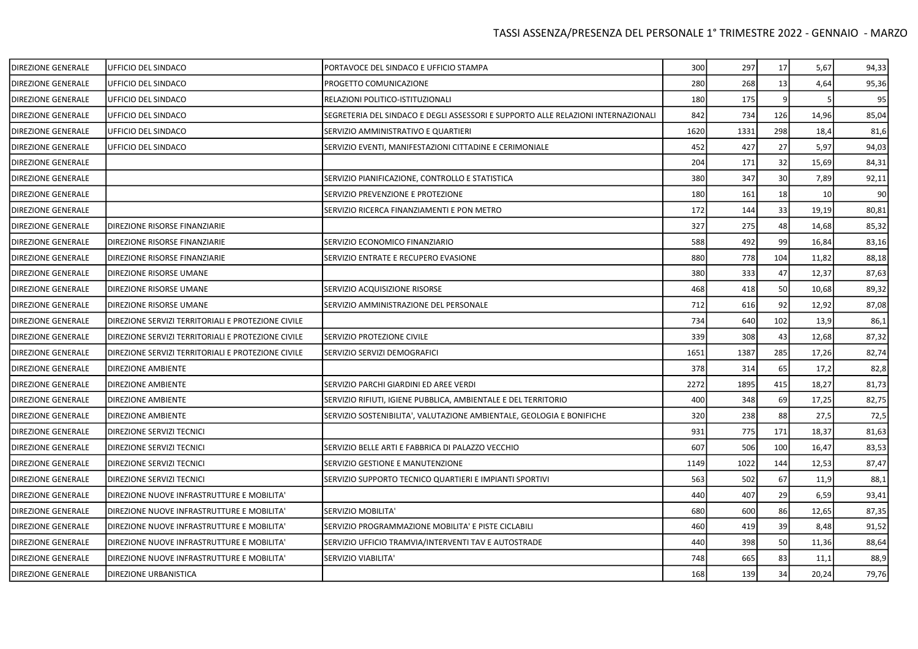| | | | | | | | |
|---|---|---|---|---|---|---|---|
| DIREZIONE GENERALE | UFFICIO DEL SINDACO | PORTAVOCE DEL SINDACO E UFFICIO STAMPA | 300 | 297 | 17 | 5,67 | 94,33 |
| DIREZIONE GENERALE | UFFICIO DEL SINDACO | PROGETTO COMUNICAZIONE | 280 | 268 | 13 | 4,64 | 95,36 |
| DIREZIONE GENERALE | UFFICIO DEL SINDACO | RELAZIONI POLITICO-ISTITUZIONALI | 180 | 175 | 9 | 5 | 95 |
| DIREZIONE GENERALE | UFFICIO DEL SINDACO | SEGRETERIA DEL SINDACO E DEGLI ASSESSORI E SUPPORTO ALLE RELAZIONI INTERNAZIONALI | 842 | 734 | 126 | 14,96 | 85,04 |
| DIREZIONE GENERALE | UFFICIO DEL SINDACO | SERVIZIO AMMINISTRATIVO E QUARTIERI | 1620 | 1331 | 298 | 18,4 | 81,6 |
| DIREZIONE GENERALE | UFFICIO DEL SINDACO | SERVIZIO EVENTI, MANIFESTAZIONI CITTADINE E CERIMONIALE | 452 | 427 | 27 | 5,97 | 94,03 |
| DIREZIONE GENERALE | | | 204 | 171 | 32 | 15,69 | 84,31 |
| DIREZIONE GENERALE | | SERVIZIO PIANIFICAZIONE, CONTROLLO E STATISTICA | 380 | 347 | 30 | 7,89 | 92,11 |
| DIREZIONE GENERALE | | SERVIZIO PREVENZIONE E PROTEZIONE | 180 | 161 | 18 | 10 | 90 |
| DIREZIONE GENERALE | | SERVIZIO RICERCA FINANZIAMENTI E PON METRO | 172 | 144 | 33 | 19,19 | 80,81 |
| DIREZIONE GENERALE | DIREZIONE RISORSE FINANZIARIE | | 327 | 275 | 48 | 14,68 | 85,32 |
| DIREZIONE GENERALE | DIREZIONE RISORSE FINANZIARIE | SERVIZIO ECONOMICO FINANZIARIO | 588 | 492 | 99 | 16,84 | 83,16 |
| DIREZIONE GENERALE | DIREZIONE RISORSE FINANZIARIE | SERVIZIO ENTRATE E RECUPERO EVASIONE | 880 | 778 | 104 | 11,82 | 88,18 |
| DIREZIONE GENERALE | DIREZIONE RISORSE UMANE | | 380 | 333 | 47 | 12,37 | 87,63 |
| DIREZIONE GENERALE | DIREZIONE RISORSE UMANE | SERVIZIO ACQUISIZIONE RISORSE | 468 | 418 | 50 | 10,68 | 89,32 |
| DIREZIONE GENERALE | DIREZIONE RISORSE UMANE | SERVIZIO AMMINISTRAZIONE DEL PERSONALE | 712 | 616 | 92 | 12,92 | 87,08 |
| DIREZIONE GENERALE | DIREZIONE SERVIZI TERRITORIALI E PROTEZIONE CIVILE | | 734 | 640 | 102 | 13,9 | 86,1 |
| DIREZIONE GENERALE | DIREZIONE SERVIZI TERRITORIALI E PROTEZIONE CIVILE | SERVIZIO PROTEZIONE CIVILE | 339 | 308 | 43 | 12,68 | 87,32 |
| DIREZIONE GENERALE | DIREZIONE SERVIZI TERRITORIALI E PROTEZIONE CIVILE | SERVIZIO SERVIZI DEMOGRAFICI | 1651 | 1387 | 285 | 17,26 | 82,74 |
| DIREZIONE GENERALE | DIREZIONE AMBIENTE | | 378 | 314 | 65 | 17,2 | 82,8 |
| DIREZIONE GENERALE | DIREZIONE AMBIENTE | SERVIZIO PARCHI GIARDINI ED AREE VERDI | 2272 | 1895 | 415 | 18,27 | 81,73 |
| DIREZIONE GENERALE | DIREZIONE AMBIENTE | SERVIZIO RIFIUTI, IGIENE PUBBLICA, AMBIENTALE E DEL TERRITORIO | 400 | 348 | 69 | 17,25 | 82,75 |
| DIREZIONE GENERALE | DIREZIONE AMBIENTE | SERVIZIO SOSTENIBILITA', VALUTAZIONE AMBIENTALE, GEOLOGIA E BONIFICHE | 320 | 238 | 88 | 27,5 | 72,5 |
| DIREZIONE GENERALE | DIREZIONE SERVIZI TECNICI | | 931 | 775 | 171 | 18,37 | 81,63 |
| DIREZIONE GENERALE | DIREZIONE SERVIZI TECNICI | SERVIZIO BELLE ARTI E FABBRICA DI PALAZZO VECCHIO | 607 | 506 | 100 | 16,47 | 83,53 |
| DIREZIONE GENERALE | DIREZIONE SERVIZI TECNICI | SERVIZIO GESTIONE E MANUTENZIONE | 1149 | 1022 | 144 | 12,53 | 87,47 |
| DIREZIONE GENERALE | DIREZIONE SERVIZI TECNICI | SERVIZIO SUPPORTO TECNICO QUARTIERI E IMPIANTI SPORTIVI | 563 | 502 | 67 | 11,9 | 88,1 |
| DIREZIONE GENERALE | DIREZIONE NUOVE INFRASTRUTTURE E MOBILITA' | | 440 | 407 | 29 | 6,59 | 93,41 |
| DIREZIONE GENERALE | DIREZIONE NUOVE INFRASTRUTTURE E MOBILITA' | SERVIZIO MOBILITA' | 680 | 600 | 86 | 12,65 | 87,35 |
| DIREZIONE GENERALE | DIREZIONE NUOVE INFRASTRUTTURE E MOBILITA' | SERVIZIO PROGRAMMAZIONE MOBILITA' E PISTE CICLABILI | 460 | 419 | 39 | 8,48 | 91,52 |
| DIREZIONE GENERALE | DIREZIONE NUOVE INFRASTRUTTURE E MOBILITA' | SERVIZIO UFFICIO TRAMVIA/INTERVENTI TAV E AUTOSTRADE | 440 | 398 | 50 | 11,36 | 88,64 |
| DIREZIONE GENERALE | DIREZIONE NUOVE INFRASTRUTTURE E MOBILITA' | SERVIZIO VIABILITA' | 748 | 665 | 83 | 11,1 | 88,9 |
| DIREZIONE GENERALE | DIREZIONE URBANISTICA | | 168 | 139 | 34 | 20,24 | 79,76 |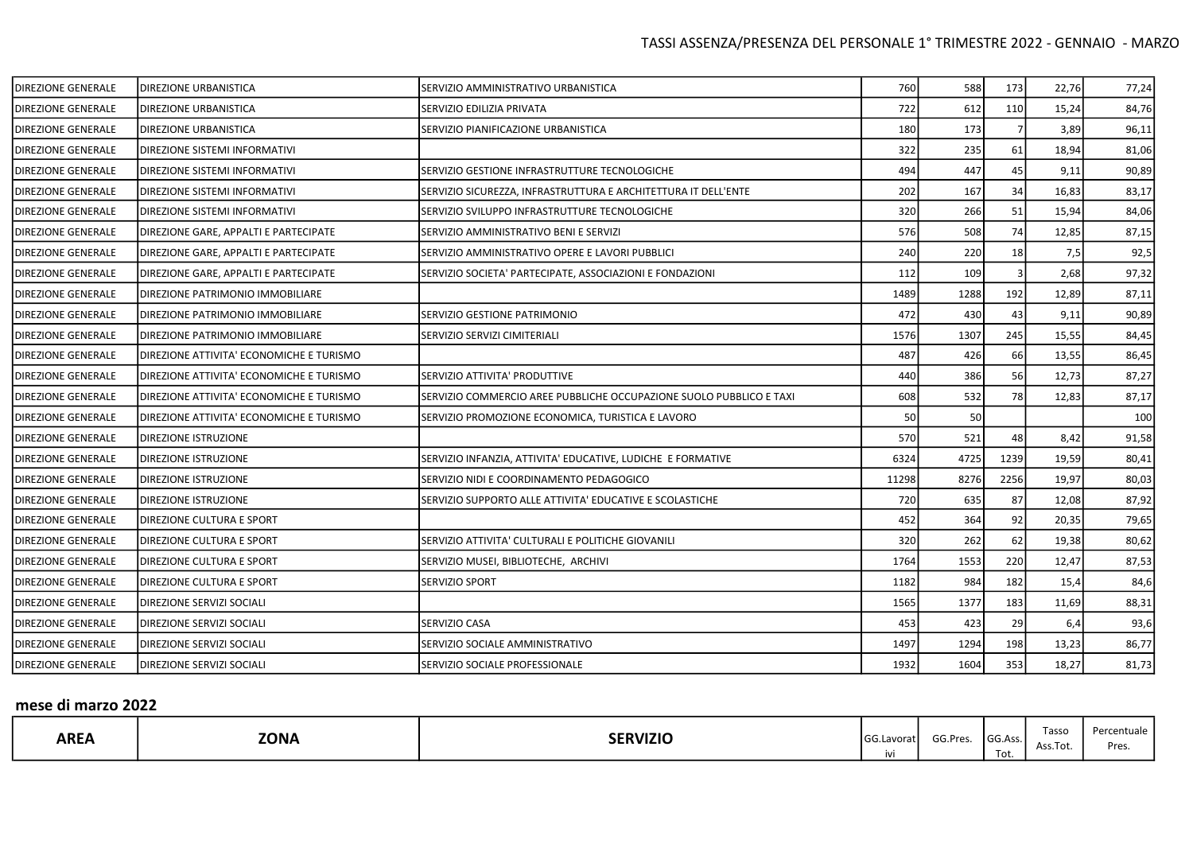| | | | | | | | |
|---|---|---|---|---|---|---|---|
| DIREZIONE GENERALE | DIREZIONE URBANISTICA | SERVIZIO AMMINISTRATIVO URBANISTICA | 760 | 588 | 173 | 22,76 | 77,24 |
| DIREZIONE GENERALE | DIREZIONE URBANISTICA | SERVIZIO EDILIZIA PRIVATA | 722 | 612 | 110 | 15,24 | 84,76 |
| DIREZIONE GENERALE | DIREZIONE URBANISTICA | SERVIZIO PIANIFICAZIONE URBANISTICA | 180 | 173 | 7 | 3,89 | 96,11 |
| DIREZIONE GENERALE | DIREZIONE SISTEMI INFORMATIVI | | 322 | 235 | 61 | 18,94 | 81,06 |
| DIREZIONE GENERALE | DIREZIONE SISTEMI INFORMATIVI | SERVIZIO GESTIONE INFRASTRUTTURE TECNOLOGICHE | 494 | 447 | 45 | 9,11 | 90,89 |
| DIREZIONE GENERALE | DIREZIONE SISTEMI INFORMATIVI | SERVIZIO SICUREZZA, INFRASTRUTTURA E ARCHITETTURA IT DELL'ENTE | 202 | 167 | 34 | 16,83 | 83,17 |
| DIREZIONE GENERALE | DIREZIONE SISTEMI INFORMATIVI | SERVIZIO SVILUPPO INFRASTRUTTURE TECNOLOGICHE | 320 | 266 | 51 | 15,94 | 84,06 |
| DIREZIONE GENERALE | DIREZIONE GARE, APPALTI E PARTECIPATE | SERVIZIO AMMINISTRATIVO BENI E SERVIZI | 576 | 508 | 74 | 12,85 | 87,15 |
| DIREZIONE GENERALE | DIREZIONE GARE, APPALTI E PARTECIPATE | SERVIZIO AMMINISTRATIVO OPERE E LAVORI PUBBLICI | 240 | 220 | 18 | 7,5 | 92,5 |
| DIREZIONE GENERALE | DIREZIONE GARE, APPALTI E PARTECIPATE | SERVIZIO SOCIETA' PARTECIPATE, ASSOCIAZIONI E FONDAZIONI | 112 | 109 | 3 | 2,68 | 97,32 |
| DIREZIONE GENERALE | DIREZIONE PATRIMONIO IMMOBILIARE | | 1489 | 1288 | 192 | 12,89 | 87,11 |
| DIREZIONE GENERALE | DIREZIONE PATRIMONIO IMMOBILIARE | SERVIZIO GESTIONE PATRIMONIO | 472 | 430 | 43 | 9,11 | 90,89 |
| DIREZIONE GENERALE | DIREZIONE PATRIMONIO IMMOBILIARE | SERVIZIO SERVIZI CIMITERIALI | 1576 | 1307 | 245 | 15,55 | 84,45 |
| DIREZIONE GENERALE | DIREZIONE ATTIVITA' ECONOMICHE E TURISMO | | 487 | 426 | 66 | 13,55 | 86,45 |
| DIREZIONE GENERALE | DIREZIONE ATTIVITA' ECONOMICHE E TURISMO | SERVIZIO ATTIVITA' PRODUTTIVE | 440 | 386 | 56 | 12,73 | 87,27 |
| DIREZIONE GENERALE | DIREZIONE ATTIVITA' ECONOMICHE E TURISMO | SERVIZIO COMMERCIO AREE PUBBLICHE OCCUPAZIONE SUOLO PUBBLICO E TAXI | 608 | 532 | 78 | 12,83 | 87,17 |
| DIREZIONE GENERALE | DIREZIONE ATTIVITA' ECONOMICHE E TURISMO | SERVIZIO PROMOZIONE ECONOMICA, TURISTICA E LAVORO | 50 | 50 | | | 100 |
| DIREZIONE GENERALE | DIREZIONE ISTRUZIONE | | 570 | 521 | 48 | 8,42 | 91,58 |
| DIREZIONE GENERALE | DIREZIONE ISTRUZIONE | SERVIZIO INFANZIA, ATTIVITA' EDUCATIVE, LUDICHE E FORMATIVE | 6324 | 4725 | 1239 | 19,59 | 80,41 |
| DIREZIONE GENERALE | DIREZIONE ISTRUZIONE | SERVIZIO NIDI E COORDINAMENTO PEDAGOGICO | 11298 | 8276 | 2256 | 19,97 | 80,03 |
| DIREZIONE GENERALE | DIREZIONE ISTRUZIONE | SERVIZIO SUPPORTO ALLE ATTIVITA' EDUCATIVE E SCOLASTICHE | 720 | 635 | 87 | 12,08 | 87,92 |
| DIREZIONE GENERALE | DIREZIONE CULTURA E SPORT | | 452 | 364 | 92 | 20,35 | 79,65 |
| DIREZIONE GENERALE | DIREZIONE CULTURA E SPORT | SERVIZIO ATTIVITA' CULTURALI E POLITICHE GIOVANILI | 320 | 262 | 62 | 19,38 | 80,62 |
| DIREZIONE GENERALE | DIREZIONE CULTURA E SPORT | SERVIZIO MUSEI, BIBLIOTECHE, ARCHIVI | 1764 | 1553 | 220 | 12,47 | 87,53 |
| DIREZIONE GENERALE | DIREZIONE CULTURA E SPORT | SERVIZIO SPORT | 1182 | 984 | 182 | 15,4 | 84,6 |
| DIREZIONE GENERALE | DIREZIONE SERVIZI SOCIALI | | 1565 | 1377 | 183 | 11,69 | 88,31 |
| DIREZIONE GENERALE | DIREZIONE SERVIZI SOCIALI | SERVIZIO CASA | 453 | 423 | 29 | 6,4 | 93,6 |
| DIREZIONE GENERALE | DIREZIONE SERVIZI SOCIALI | SERVIZIO SOCIALE AMMINISTRATIVO | 1497 | 1294 | 198 | 13,23 | 86,77 |
| DIREZIONE GENERALE | DIREZIONE SERVIZI SOCIALI | SERVIZIO SOCIALE PROFESSIONALE | 1932 | 1604 | 353 | 18,27 | 81,73 |

## mese di marzo 2022

| AREA | ZONA | SERVIZIO | GG.Lavorativi | GG.Pres. | GG.Ass. Tot. | Tasso Ass.Tot. | Percentuale Pres. |
|---|---|---|---|---|---|---|---|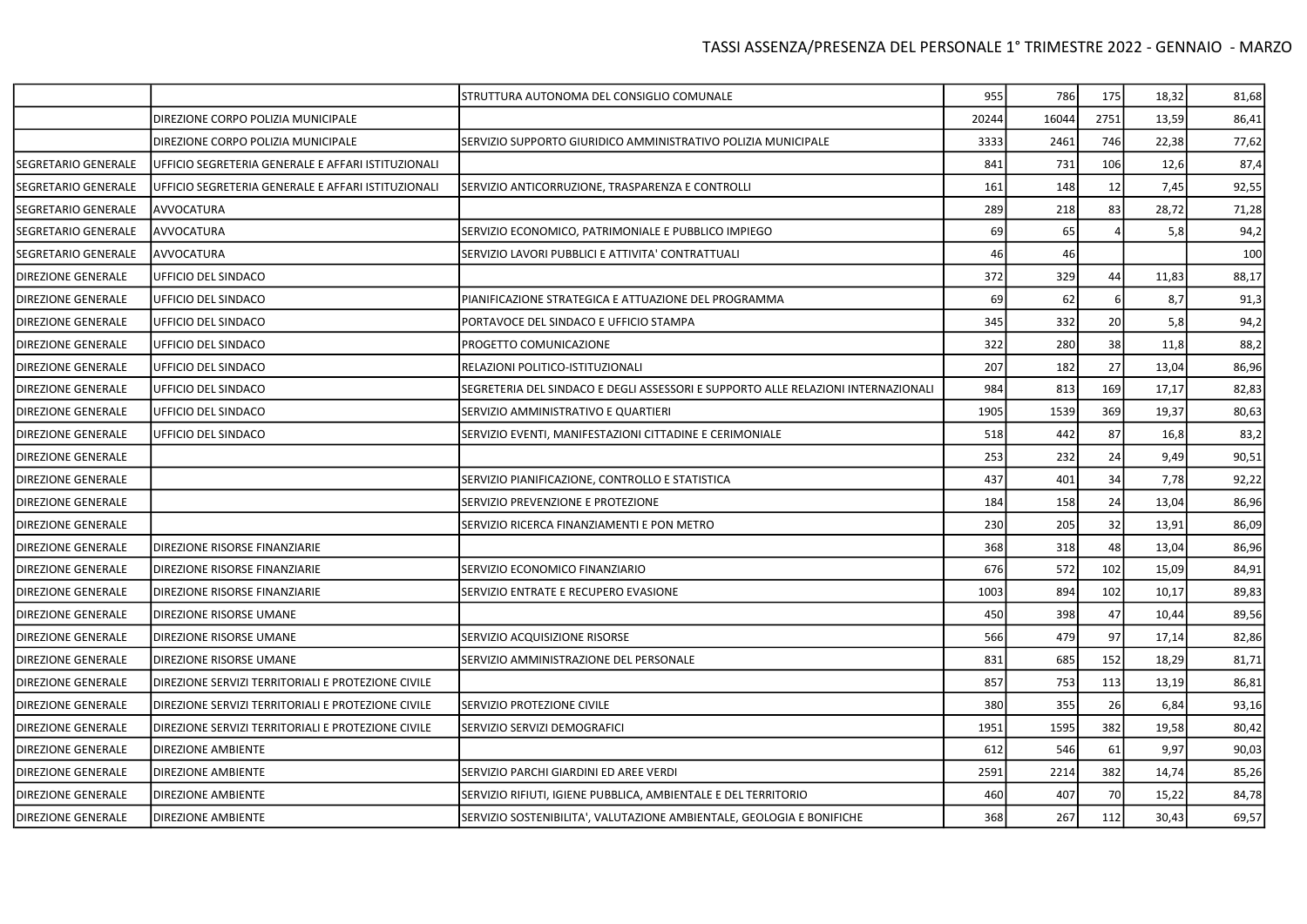# TASSI ASSENZA/PRESENZA DEL PERSONALE 1° TRIMESTRE 2022 - GENNAIO - MARZO

| | | | | | | | |
|---|---|---|---|---|---|---|---|
| | | STRUTTURA AUTONOMA DEL CONSIGLIO COMUNALE | 955 | 786 | 175 | 18,32 | 81,68 |
| | DIREZIONE CORPO POLIZIA MUNICIPALE | | 20244 | 16044 | 2751 | 13,59 | 86,41 |
| | DIREZIONE CORPO POLIZIA MUNICIPALE | SERVIZIO SUPPORTO GIURIDICO AMMINISTRATIVO POLIZIA MUNICIPALE | 3333 | 2461 | 746 | 22,38 | 77,62 |
| SEGRETARIO GENERALE | UFFICIO SEGRETERIA GENERALE E AFFARI ISTITUZIONALI | | 841 | 731 | 106 | 12,6 | 87,4 |
| SEGRETARIO GENERALE | UFFICIO SEGRETERIA GENERALE E AFFARI ISTITUZIONALI | SERVIZIO ANTICORRUZIONE, TRASPARENZA E CONTROLLI | 161 | 148 | 12 | 7,45 | 92,55 |
| SEGRETARIO GENERALE | AVVOCATURA | | 289 | 218 | 83 | 28,72 | 71,28 |
| SEGRETARIO GENERALE | AVVOCATURA | SERVIZIO ECONOMICO, PATRIMONIALE E PUBBLICO IMPIEGO | 69 | 65 | 4 | 5,8 | 94,2 |
| SEGRETARIO GENERALE | AVVOCATURA | SERVIZIO LAVORI PUBBLICI E ATTIVITA' CONTRATTUALI | 46 | 46 | | | 100 |
| DIREZIONE GENERALE | UFFICIO DEL SINDACO | | 372 | 329 | 44 | 11,83 | 88,17 |
| DIREZIONE GENERALE | UFFICIO DEL SINDACO | PIANIFICAZIONE STRATEGICA E ATTUAZIONE DEL PROGRAMMA | 69 | 62 | 6 | 8,7 | 91,3 |
| DIREZIONE GENERALE | UFFICIO DEL SINDACO | PORTAVOCE DEL SINDACO E UFFICIO STAMPA | 345 | 332 | 20 | 5,8 | 94,2 |
| DIREZIONE GENERALE | UFFICIO DEL SINDACO | PROGETTO COMUNICAZIONE | 322 | 280 | 38 | 11,8 | 88,2 |
| DIREZIONE GENERALE | UFFICIO DEL SINDACO | RELAZIONI POLITICO-ISTITUZIONALI | 207 | 182 | 27 | 13,04 | 86,96 |
| DIREZIONE GENERALE | UFFICIO DEL SINDACO | SEGRETERIA DEL SINDACO E DEGLI ASSESSORI E SUPPORTO ALLE RELAZIONI INTERNAZIONALI | 984 | 813 | 169 | 17,17 | 82,83 |
| DIREZIONE GENERALE | UFFICIO DEL SINDACO | SERVIZIO AMMINISTRATIVO E QUARTIERI | 1905 | 1539 | 369 | 19,37 | 80,63 |
| DIREZIONE GENERALE | UFFICIO DEL SINDACO | SERVIZIO EVENTI, MANIFESTAZIONI CITTADINE E CERIMONIALE | 518 | 442 | 87 | 16,8 | 83,2 |
| DIREZIONE GENERALE | | | 253 | 232 | 24 | 9,49 | 90,51 |
| DIREZIONE GENERALE | | SERVIZIO PIANIFICAZIONE, CONTROLLO E STATISTICA | 437 | 401 | 34 | 7,78 | 92,22 |
| DIREZIONE GENERALE | | SERVIZIO PREVENZIONE E PROTEZIONE | 184 | 158 | 24 | 13,04 | 86,96 |
| DIREZIONE GENERALE | | SERVIZIO RICERCA FINANZIAMENTI E PON METRO | 230 | 205 | 32 | 13,91 | 86,09 |
| DIREZIONE GENERALE | DIREZIONE RISORSE FINANZIARIE | | 368 | 318 | 48 | 13,04 | 86,96 |
| DIREZIONE GENERALE | DIREZIONE RISORSE FINANZIARIE | SERVIZIO ECONOMICO FINANZIARIO | 676 | 572 | 102 | 15,09 | 84,91 |
| DIREZIONE GENERALE | DIREZIONE RISORSE FINANZIARIE | SERVIZIO ENTRATE E RECUPERO EVASIONE | 1003 | 894 | 102 | 10,17 | 89,83 |
| DIREZIONE GENERALE | DIREZIONE RISORSE UMANE | | 450 | 398 | 47 | 10,44 | 89,56 |
| DIREZIONE GENERALE | DIREZIONE RISORSE UMANE | SERVIZIO ACQUISIZIONE RISORSE | 566 | 479 | 97 | 17,14 | 82,86 |
| DIREZIONE GENERALE | DIREZIONE RISORSE UMANE | SERVIZIO AMMINISTRAZIONE DEL PERSONALE | 831 | 685 | 152 | 18,29 | 81,71 |
| DIREZIONE GENERALE | DIREZIONE SERVIZI TERRITORIALI E PROTEZIONE CIVILE | | 857 | 753 | 113 | 13,19 | 86,81 |
| DIREZIONE GENERALE | DIREZIONE SERVIZI TERRITORIALI E PROTEZIONE CIVILE | SERVIZIO PROTEZIONE CIVILE | 380 | 355 | 26 | 6,84 | 93,16 |
| DIREZIONE GENERALE | DIREZIONE SERVIZI TERRITORIALI E PROTEZIONE CIVILE | SERVIZIO SERVIZI DEMOGRAFICI | 1951 | 1595 | 382 | 19,58 | 80,42 |
| DIREZIONE GENERALE | DIREZIONE AMBIENTE | | 612 | 546 | 61 | 9,97 | 90,03 |
| DIREZIONE GENERALE | DIREZIONE AMBIENTE | SERVIZIO PARCHI GIARDINI ED AREE VERDI | 2591 | 2214 | 382 | 14,74 | 85,26 |
| DIREZIONE GENERALE | DIREZIONE AMBIENTE | SERVIZIO RIFIUTI, IGIENE PUBBLICA, AMBIENTALE E DEL TERRITORIO | 460 | 407 | 70 | 15,22 | 84,78 |
| DIREZIONE GENERALE | DIREZIONE AMBIENTE | SERVIZIO SOSTENIBILITA', VALUTAZIONE AMBIENTALE, GEOLOGIA E BONIFICHE | 368 | 267 | 112 | 30,43 | 69,57 |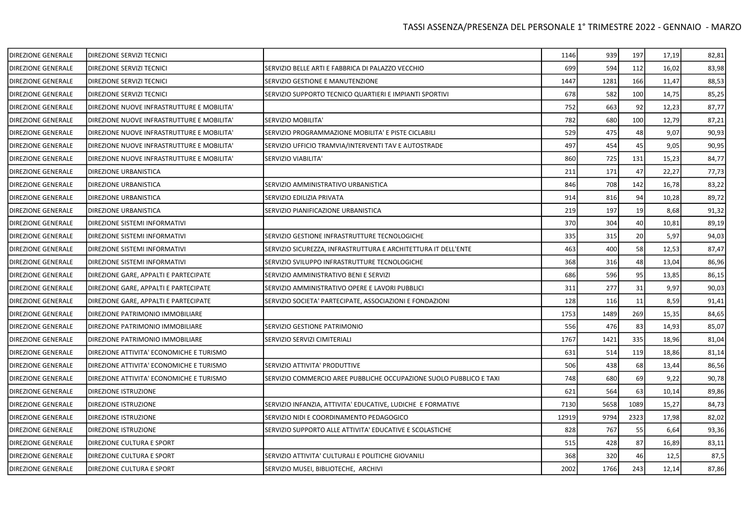| | | | | | | | |
|---|---|---|---|---|---|---|---|
| DIREZIONE GENERALE | DIREZIONE SERVIZI TECNICI | | 1146 | 939 | 197 | 17,19 | 82,81 |
| DIREZIONE GENERALE | DIREZIONE SERVIZI TECNICI | SERVIZIO BELLE ARTI E FABBRICA DI PALAZZO VECCHIO | 699 | 594 | 112 | 16,02 | 83,98 |
| DIREZIONE GENERALE | DIREZIONE SERVIZI TECNICI | SERVIZIO GESTIONE E MANUTENZIONE | 1447 | 1281 | 166 | 11,47 | 88,53 |
| DIREZIONE GENERALE | DIREZIONE SERVIZI TECNICI | SERVIZIO SUPPORTO TECNICO QUARTIERI E IMPIANTI SPORTIVI | 678 | 582 | 100 | 14,75 | 85,25 |
| DIREZIONE GENERALE | DIREZIONE NUOVE INFRASTRUTTURE E MOBILITA' | | 752 | 663 | 92 | 12,23 | 87,77 |
| DIREZIONE GENERALE | DIREZIONE NUOVE INFRASTRUTTURE E MOBILITA' | SERVIZIO MOBILITA' | 782 | 680 | 100 | 12,79 | 87,21 |
| DIREZIONE GENERALE | DIREZIONE NUOVE INFRASTRUTTURE E MOBILITA' | SERVIZIO PROGRAMMAZIONE MOBILITA' E PISTE CICLABILI | 529 | 475 | 48 | 9,07 | 90,93 |
| DIREZIONE GENERALE | DIREZIONE NUOVE INFRASTRUTTURE E MOBILITA' | SERVIZIO UFFICIO TRAMVIA/INTERVENTI TAV E AUTOSTRADE | 497 | 454 | 45 | 9,05 | 90,95 |
| DIREZIONE GENERALE | DIREZIONE NUOVE INFRASTRUTTURE E MOBILITA' | SERVIZIO VIABILITA' | 860 | 725 | 131 | 15,23 | 84,77 |
| DIREZIONE GENERALE | DIREZIONE URBANISTICA | | 211 | 171 | 47 | 22,27 | 77,73 |
| DIREZIONE GENERALE | DIREZIONE URBANISTICA | SERVIZIO AMMINISTRATIVO URBANISTICA | 846 | 708 | 142 | 16,78 | 83,22 |
| DIREZIONE GENERALE | DIREZIONE URBANISTICA | SERVIZIO EDILIZIA PRIVATA | 914 | 816 | 94 | 10,28 | 89,72 |
| DIREZIONE GENERALE | DIREZIONE URBANISTICA | SERVIZIO PIANIFICAZIONE URBANISTICA | 219 | 197 | 19 | 8,68 | 91,32 |
| DIREZIONE GENERALE | DIREZIONE SISTEMI INFORMATIVI | | 370 | 304 | 40 | 10,81 | 89,19 |
| DIREZIONE GENERALE | DIREZIONE SISTEMI INFORMATIVI | SERVIZIO GESTIONE INFRASTRUTTURE TECNOLOGICHE | 335 | 315 | 20 | 5,97 | 94,03 |
| DIREZIONE GENERALE | DIREZIONE SISTEMI INFORMATIVI | SERVIZIO SICUREZZA, INFRASTRUTTURA E ARCHITETTURA IT DELL'ENTE | 463 | 400 | 58 | 12,53 | 87,47 |
| DIREZIONE GENERALE | DIREZIONE SISTEMI INFORMATIVI | SERVIZIO SVILUPPO INFRASTRUTTURE TECNOLOGICHE | 368 | 316 | 48 | 13,04 | 86,96 |
| DIREZIONE GENERALE | DIREZIONE GARE, APPALTI E PARTECIPATE | SERVIZIO AMMINISTRATIVO BENI E SERVIZI | 686 | 596 | 95 | 13,85 | 86,15 |
| DIREZIONE GENERALE | DIREZIONE GARE, APPALTI E PARTECIPATE | SERVIZIO AMMINISTRATIVO OPERE E LAVORI PUBBLICI | 311 | 277 | 31 | 9,97 | 90,03 |
| DIREZIONE GENERALE | DIREZIONE GARE, APPALTI E PARTECIPATE | SERVIZIO SOCIETA' PARTECIPATE, ASSOCIAZIONI E FONDAZIONI | 128 | 116 | 11 | 8,59 | 91,41 |
| DIREZIONE GENERALE | DIREZIONE PATRIMONIO IMMOBILIARE | | 1753 | 1489 | 269 | 15,35 | 84,65 |
| DIREZIONE GENERALE | DIREZIONE PATRIMONIO IMMOBILIARE | SERVIZIO GESTIONE PATRIMONIO | 556 | 476 | 83 | 14,93 | 85,07 |
| DIREZIONE GENERALE | DIREZIONE PATRIMONIO IMMOBILIARE | SERVIZIO SERVIZI CIMITERIALI | 1767 | 1421 | 335 | 18,96 | 81,04 |
| DIREZIONE GENERALE | DIREZIONE ATTIVITA' ECONOMICHE E TURISMO | | 631 | 514 | 119 | 18,86 | 81,14 |
| DIREZIONE GENERALE | DIREZIONE ATTIVITA' ECONOMICHE E TURISMO | SERVIZIO ATTIVITA' PRODUTTIVE | 506 | 438 | 68 | 13,44 | 86,56 |
| DIREZIONE GENERALE | DIREZIONE ATTIVITA' ECONOMICHE E TURISMO | SERVIZIO COMMERCIO AREE PUBBLICHE OCCUPAZIONE SUOLO PUBBLICO E TAXI | 748 | 680 | 69 | 9,22 | 90,78 |
| DIREZIONE GENERALE | DIREZIONE ISTRUZIONE | | 621 | 564 | 63 | 10,14 | 89,86 |
| DIREZIONE GENERALE | DIREZIONE ISTRUZIONE | SERVIZIO INFANZIA, ATTIVITA' EDUCATIVE, LUDICHE E FORMATIVE | 7130 | 5658 | 1089 | 15,27 | 84,73 |
| DIREZIONE GENERALE | DIREZIONE ISTRUZIONE | SERVIZIO NIDI E COORDINAMENTO PEDAGOGICO | 12919 | 9794 | 2323 | 17,98 | 82,02 |
| DIREZIONE GENERALE | DIREZIONE ISTRUZIONE | SERVIZIO SUPPORTO ALLE ATTIVITA' EDUCATIVE E SCOLASTICHE | 828 | 767 | 55 | 6,64 | 93,36 |
| DIREZIONE GENERALE | DIREZIONE CULTURA E SPORT | | 515 | 428 | 87 | 16,89 | 83,11 |
| DIREZIONE GENERALE | DIREZIONE CULTURA E SPORT | SERVIZIO ATTIVITA' CULTURALI E POLITICHE GIOVANILI | 368 | 320 | 46 | 12,5 | 87,5 |
| DIREZIONE GENERALE | DIREZIONE CULTURA E SPORT | SERVIZIO MUSEI, BIBLIOTECHE, ARCHIVI | 2002 | 1766 | 243 | 12,14 | 87,86 |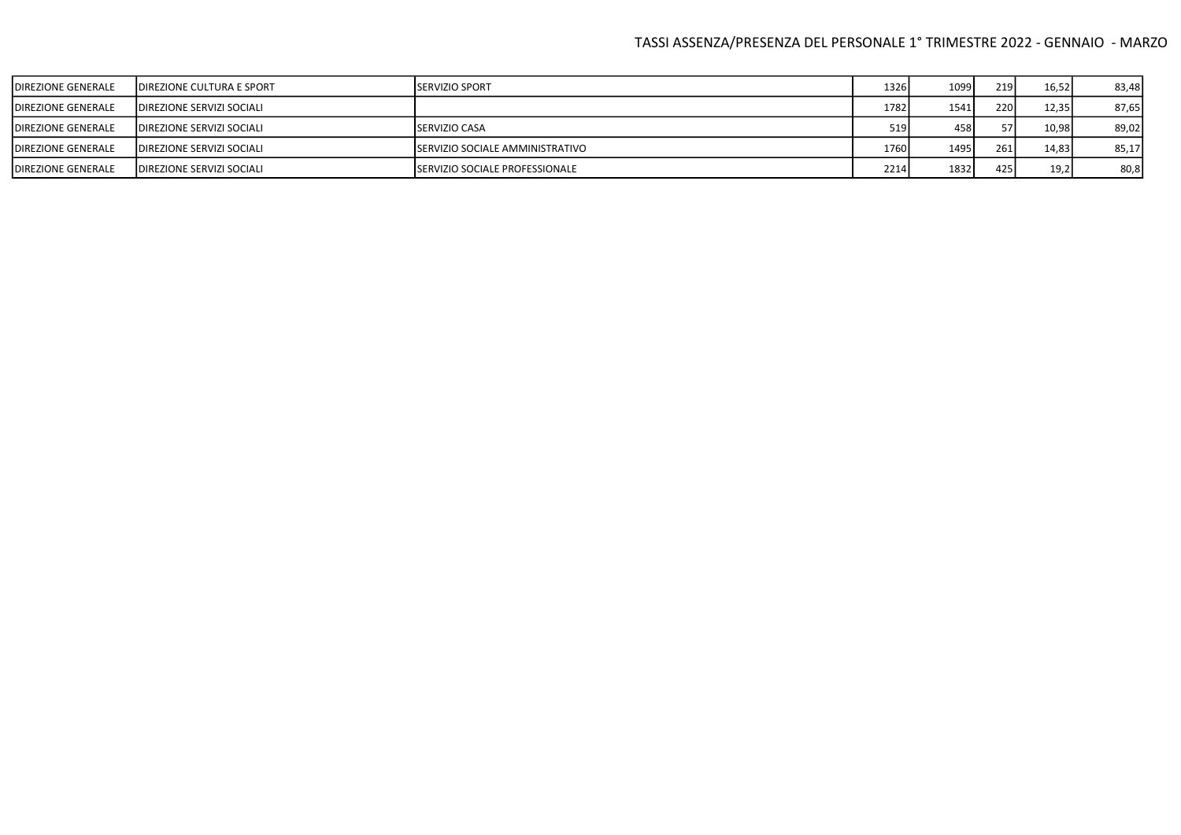| | | | | | | | |
|---|---|---|---|---|---|---|---|
| DIREZIONE GENERALE | DIREZIONE CULTURA E SPORT | SERVIZIO SPORT | 1326 | 1099 | 219 | 16,52 | 83,48 |
| DIREZIONE GENERALE | DIREZIONE SERVIZI SOCIALI | | 1782 | 1541 | 220 | 12,35 | 87,65 |
| DIREZIONE GENERALE | DIREZIONE SERVIZI SOCIALI | SERVIZIO CASA | 519 | 458 | 57 | 10,98 | 89,02 |
| DIREZIONE GENERALE | DIREZIONE SERVIZI SOCIALI | SERVIZIO SOCIALE AMMINISTRATIVO | 1760 | 1495 | 261 | 14,83 | 85,17 |
| DIREZIONE GENERALE | DIREZIONE SERVIZI SOCIALI | SERVIZIO SOCIALE PROFESSIONALE | 2214 | 1832 | 425 | 19,2 | 80,8 |